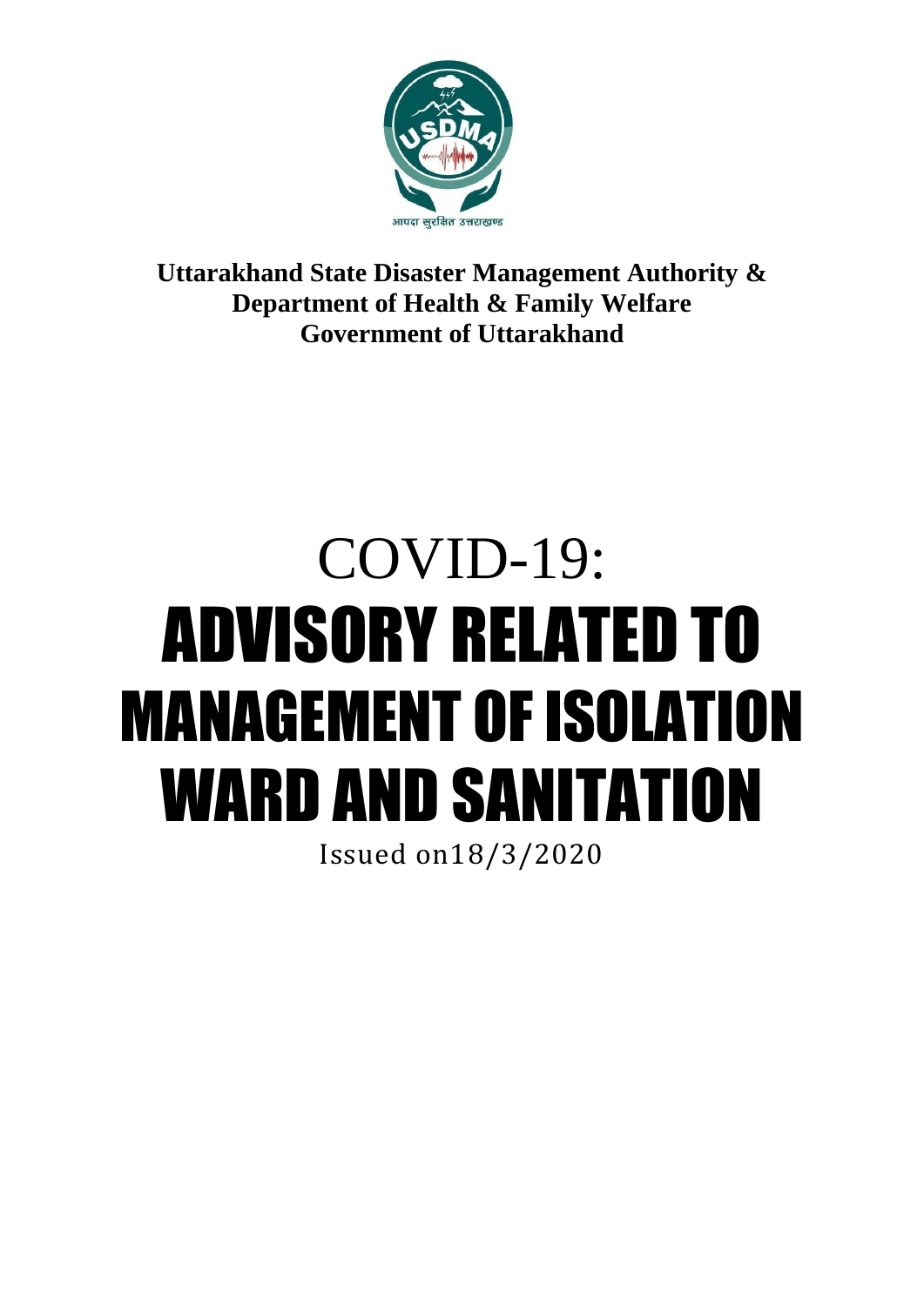**Uttarakhand State Disaster Management Authority &**
**Department of Health & Family Welfare**
**Government of Uttarakhand**

# COVID-19:
# ADVISORY RELATED TO MANAGEMENT OF ISOLATION WARD AND SANITATION

Issued on18/3/2020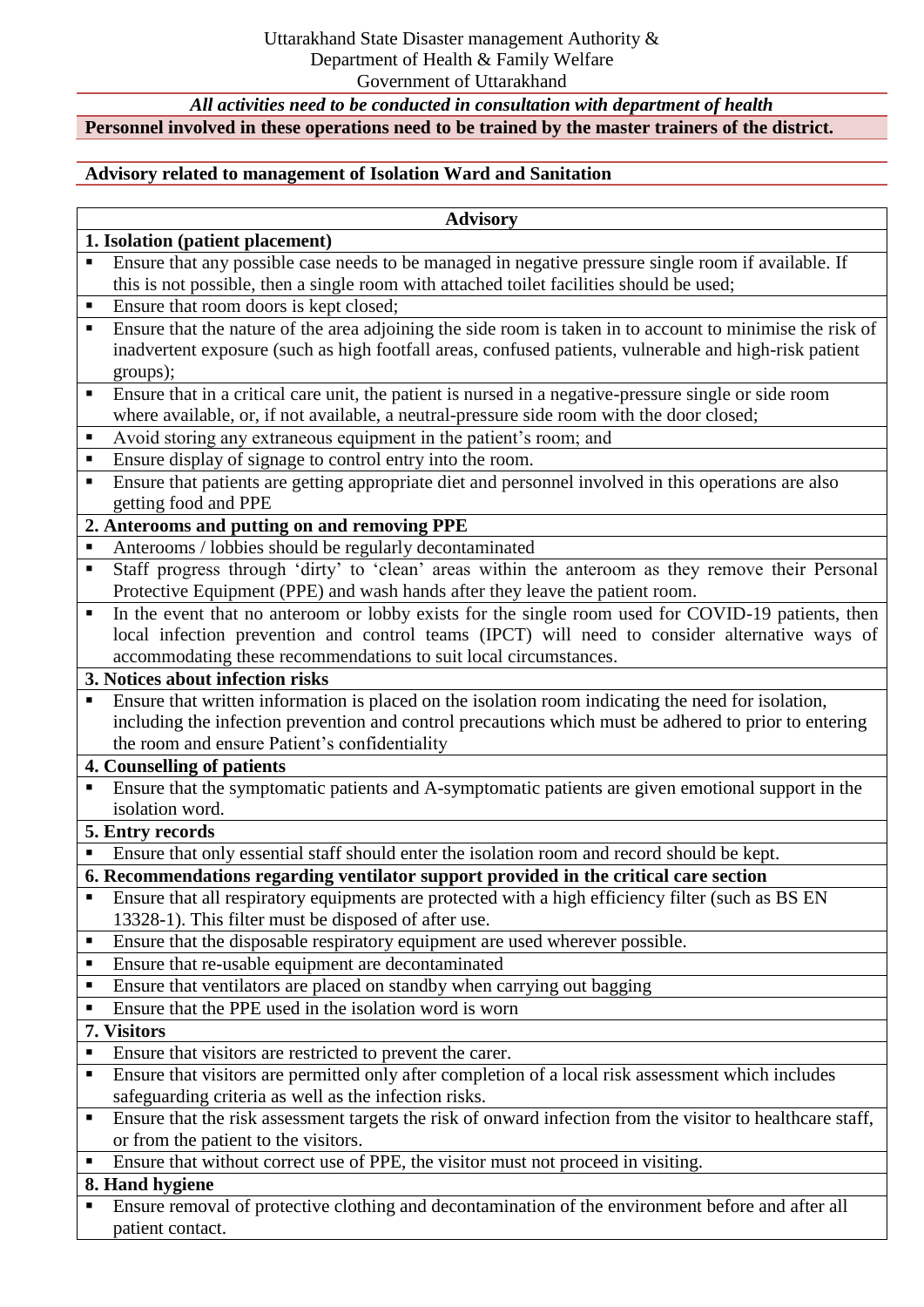Uttarakhand State Disaster management Authority &
Department of Health & Family Welfare
Government of Uttarakhand

*All activities need to be conducted in consultation with department of health*

**Personnel involved in these operations need to be trained by the master trainers of the district.**

**Advisory related to management of Isolation Ward and Sanitation**

| **Advisory** |
|---|
| **1. Isolation (patient placement)** |
| ▪ Ensure that any possible case needs to be managed in negative pressure single room if available. If this is not possible, then a single room with attached toilet facilities should be used; |
| ▪ Ensure that room doors is kept closed; |
| ▪ Ensure that the nature of the area adjoining the side room is taken in to account to minimise the risk of inadvertent exposure (such as high footfall areas, confused patients, vulnerable and high-risk patient groups); |
| ▪ Ensure that in a critical care unit, the patient is nursed in a negative-pressure single or side room where available, or, if not available, a neutral-pressure side room with the door closed; |
| ▪ Avoid storing any extraneous equipment in the patient's room; and |
| ▪ Ensure display of signage to control entry into the room. |
| ▪ Ensure that patients are getting appropriate diet and personnel involved in this operations are also getting food and PPE |
| **2. Anterooms and putting on and removing PPE** |
| ▪ Anterooms / lobbies should be regularly decontaminated |
| ▪ Staff progress through 'dirty' to 'clean' areas within the anteroom as they remove their Personal Protective Equipment (PPE) and wash hands after they leave the patient room. |
| ▪ In the event that no anteroom or lobby exists for the single room used for COVID-19 patients, then local infection prevention and control teams (IPCT) will need to consider alternative ways of accommodating these recommendations to suit local circumstances. |
| **3. Notices about infection risks** |
| ▪ Ensure that written information is placed on the isolation room indicating the need for isolation, including the infection prevention and control precautions which must be adhered to prior to entering the room and ensure Patient's confidentiality |
| **4. Counselling of patients** |
| ▪ Ensure that the symptomatic patients and A-symptomatic patients are given emotional support in the isolation word. |
| **5. Entry records** |
| ▪ Ensure that only essential staff should enter the isolation room and record should be kept. |
| **6. Recommendations regarding ventilator support provided in the critical care section** |
| ▪ Ensure that all respiratory equipments are protected with a high efficiency filter (such as BS EN 13328-1). This filter must be disposed of after use. |
| ▪ Ensure that the disposable respiratory equipment are used wherever possible. |
| ▪ Ensure that re-usable equipment are decontaminated |
| ▪ Ensure that ventilators are placed on standby when carrying out bagging |
| ▪ Ensure that the PPE used in the isolation word is worn |
| **7. Visitors** |
| ▪ Ensure that visitors are restricted to prevent the carer. |
| ▪ Ensure that visitors are permitted only after completion of a local risk assessment which includes safeguarding criteria as well as the infection risks. |
| ▪ Ensure that the risk assessment targets the risk of onward infection from the visitor to healthcare staff, or from the patient to the visitors. |
| ▪ Ensure that without correct use of PPE, the visitor must not proceed in visiting. |
| **8. Hand hygiene** |
| ▪ Ensure removal of protective clothing and decontamination of the environment before and after all patient contact. |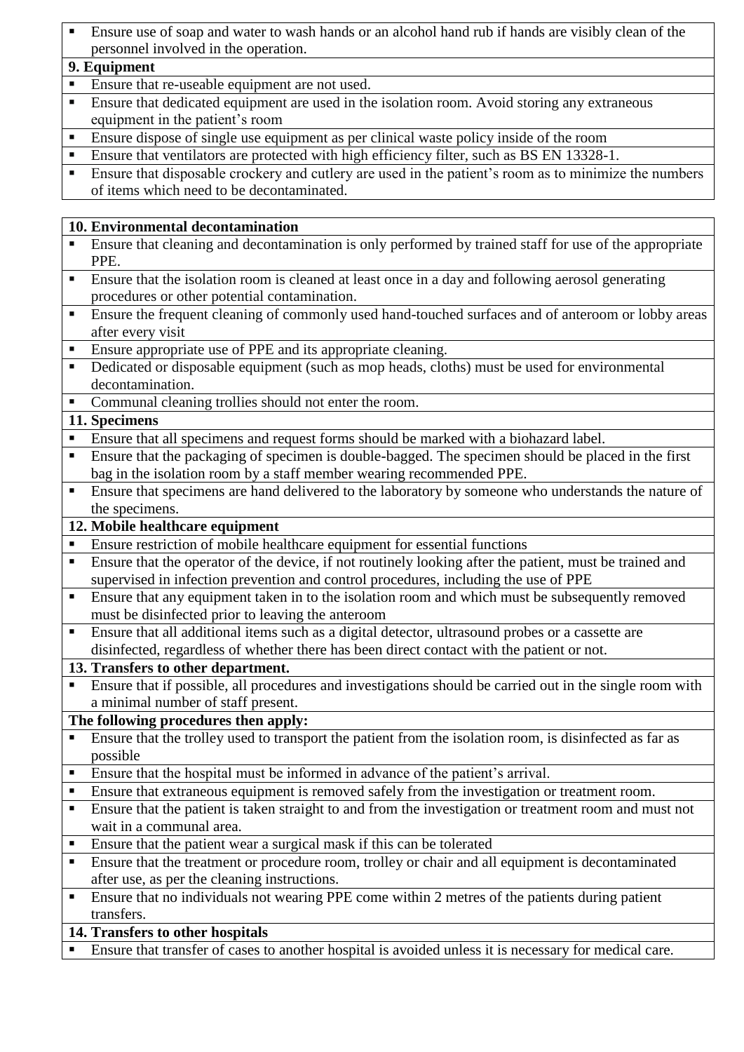- Ensure use of soap and water to wash hands or an alcohol hand rub if hands are visibly clean of the personnel involved in the operation.

**9. Equipment**

- Ensure that re-useable equipment are not used.
- Ensure that dedicated equipment are used in the isolation room. Avoid storing any extraneous equipment in the patient's room
- Ensure dispose of single use equipment as per clinical waste policy inside of the room
- Ensure that ventilators are protected with high efficiency filter, such as BS EN 13328-1.
- Ensure that disposable crockery and cutlery are used in the patient's room as to minimize the numbers of items which need to be decontaminated.

**10. Environmental decontamination**

- Ensure that cleaning and decontamination is only performed by trained staff for use of the appropriate PPE.
- Ensure that the isolation room is cleaned at least once in a day and following aerosol generating procedures or other potential contamination.
- Ensure the frequent cleaning of commonly used hand-touched surfaces and of anteroom or lobby areas after every visit
- Ensure appropriate use of PPE and its appropriate cleaning.
- Dedicated or disposable equipment (such as mop heads, cloths) must be used for environmental decontamination.
- Communal cleaning trollies should not enter the room.

**11. Specimens**

- Ensure that all specimens and request forms should be marked with a biohazard label.
- Ensure that the packaging of specimen is double-bagged. The specimen should be placed in the first bag in the isolation room by a staff member wearing recommended PPE.
- Ensure that specimens are hand delivered to the laboratory by someone who understands the nature of the specimens.

**12. Mobile healthcare equipment**

- Ensure restriction of mobile healthcare equipment for essential functions
- Ensure that the operator of the device, if not routinely looking after the patient, must be trained and supervised in infection prevention and control procedures, including the use of PPE
- Ensure that any equipment taken in to the isolation room and which must be subsequently removed must be disinfected prior to leaving the anteroom
- Ensure that all additional items such as a digital detector, ultrasound probes or a cassette are disinfected, regardless of whether there has been direct contact with the patient or not.

**13. Transfers to other department.**

- Ensure that if possible, all procedures and investigations should be carried out in the single room with a minimal number of staff present.

**The following procedures then apply:**

- Ensure that the trolley used to transport the patient from the isolation room, is disinfected as far as possible
- Ensure that the hospital must be informed in advance of the patient's arrival.
- Ensure that extraneous equipment is removed safely from the investigation or treatment room.
- Ensure that the patient is taken straight to and from the investigation or treatment room and must not wait in a communal area.
- Ensure that the patient wear a surgical mask if this can be tolerated
- Ensure that the treatment or procedure room, trolley or chair and all equipment is decontaminated after use, as per the cleaning instructions.
- Ensure that no individuals not wearing PPE come within 2 metres of the patients during patient transfers.

**14. Transfers to other hospitals**

- Ensure that transfer of cases to another hospital is avoided unless it is necessary for medical care.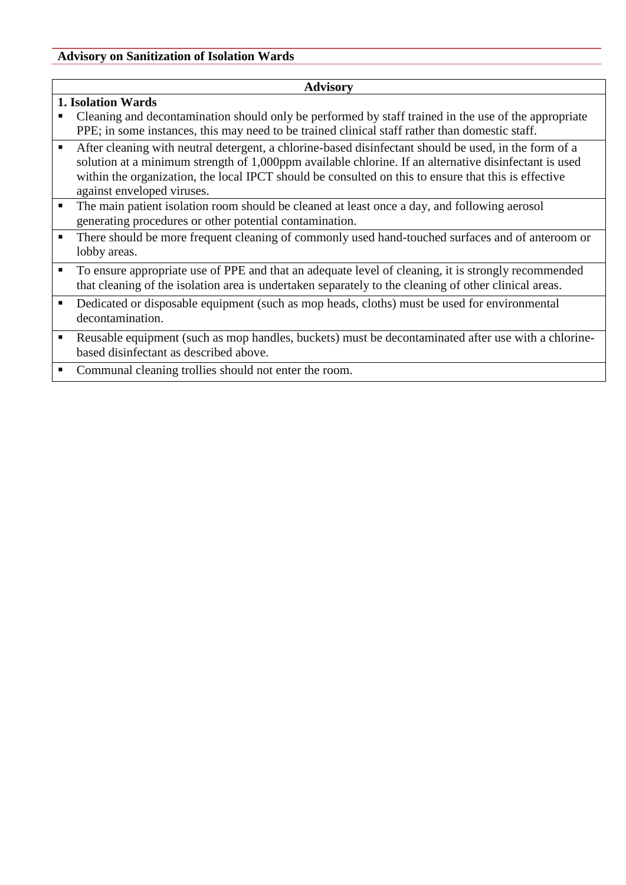**Advisory on Sanitization of Isolation Wards**

| Advisory |
|---|
| **1. Isolation Wards** |
| ▪ Cleaning and decontamination should only be performed by staff trained in the use of the appropriate PPE; in some instances, this may need to be trained clinical staff rather than domestic staff. |
| ▪ After cleaning with neutral detergent, a chlorine-based disinfectant should be used, in the form of a solution at a minimum strength of 1,000ppm available chlorine. If an alternative disinfectant is used within the organization, the local IPCT should be consulted on this to ensure that this is effective against enveloped viruses. |
| ▪ The main patient isolation room should be cleaned at least once a day, and following aerosol generating procedures or other potential contamination. |
| ▪ There should be more frequent cleaning of commonly used hand-touched surfaces and of anteroom or lobby areas. |
| ▪ To ensure appropriate use of PPE and that an adequate level of cleaning, it is strongly recommended that cleaning of the isolation area is undertaken separately to the cleaning of other clinical areas. |
| ▪ Dedicated or disposable equipment (such as mop heads, cloths) must be used for environmental decontamination. |
| ▪ Reusable equipment (such as mop handles, buckets) must be decontaminated after use with a chlorine-based disinfectant as described above. |
| ▪ Communal cleaning trollies should not enter the room. |